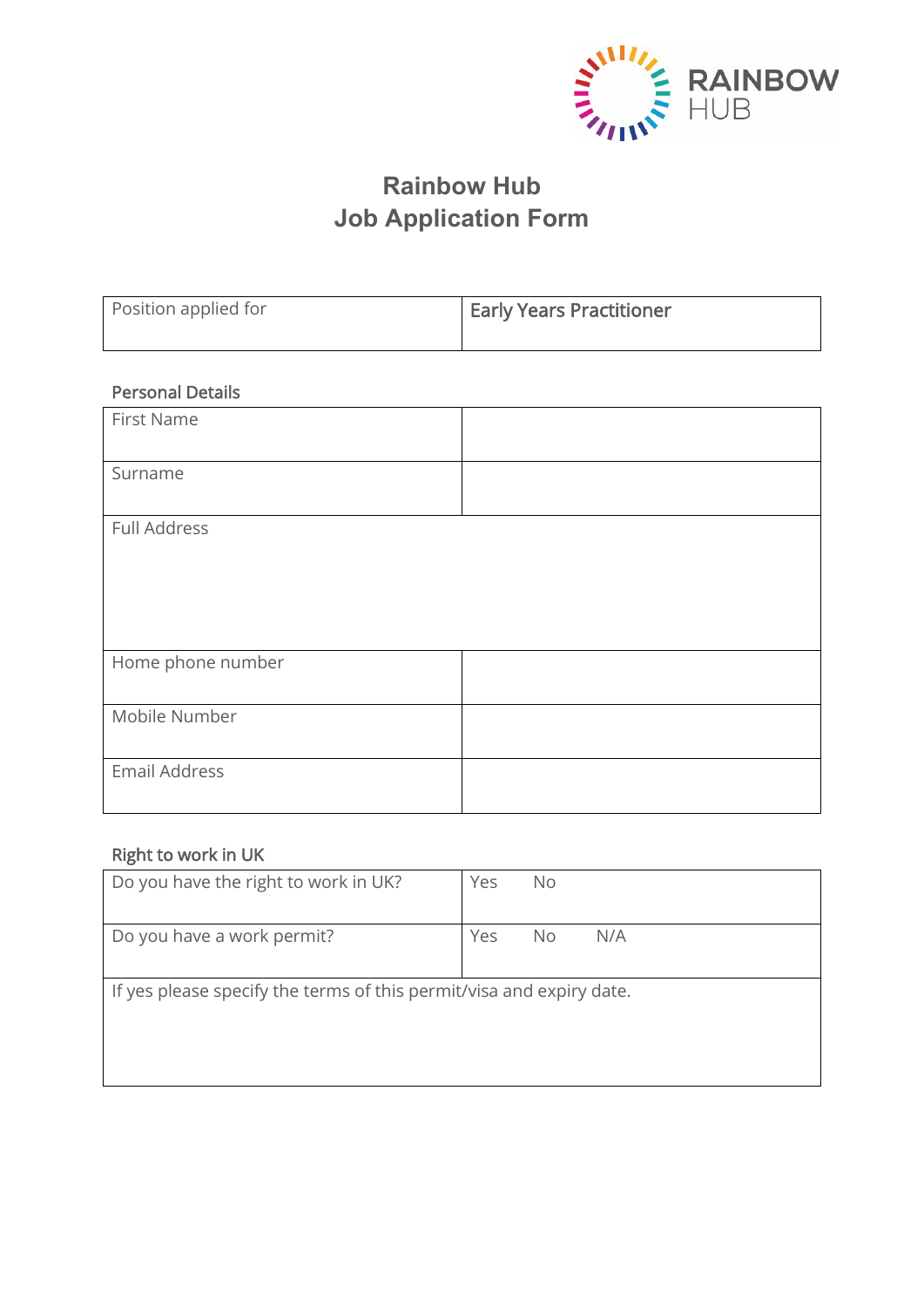RAINBOW HUB

# Rainbow Hub
# Job Application Form

| Position applied for | Early Years Practitioner |
| --- | --- |

Personal Details

| First Name | |
| --- | --- |
| Surname | |
| Full Address | |
| Home phone number | |
| Mobile Number | |
| Email Address | |

Right to work in UK

| Do you have the right to work in UK? | Yes No |
| --- | --- |
| Do you have a work permit? | Yes No N/A |
| If yes please specify the terms of this permit/visa and expiry date. | |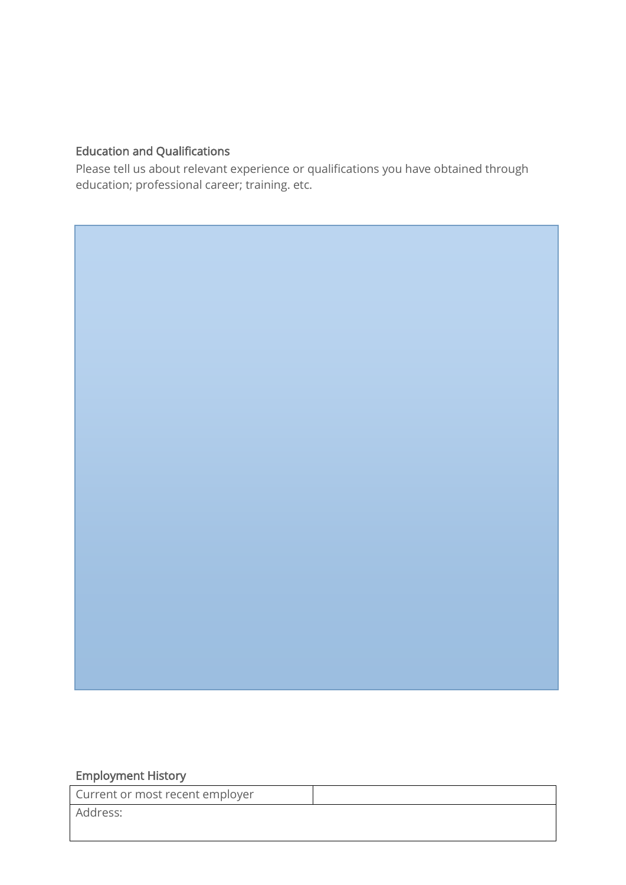## Education and Qualifications

Please tell us about relevant experience or qualifications you have obtained through education; professional career; training. etc.

## Employment History

| Current or most recent employer | |
|---|---|
| Address: | |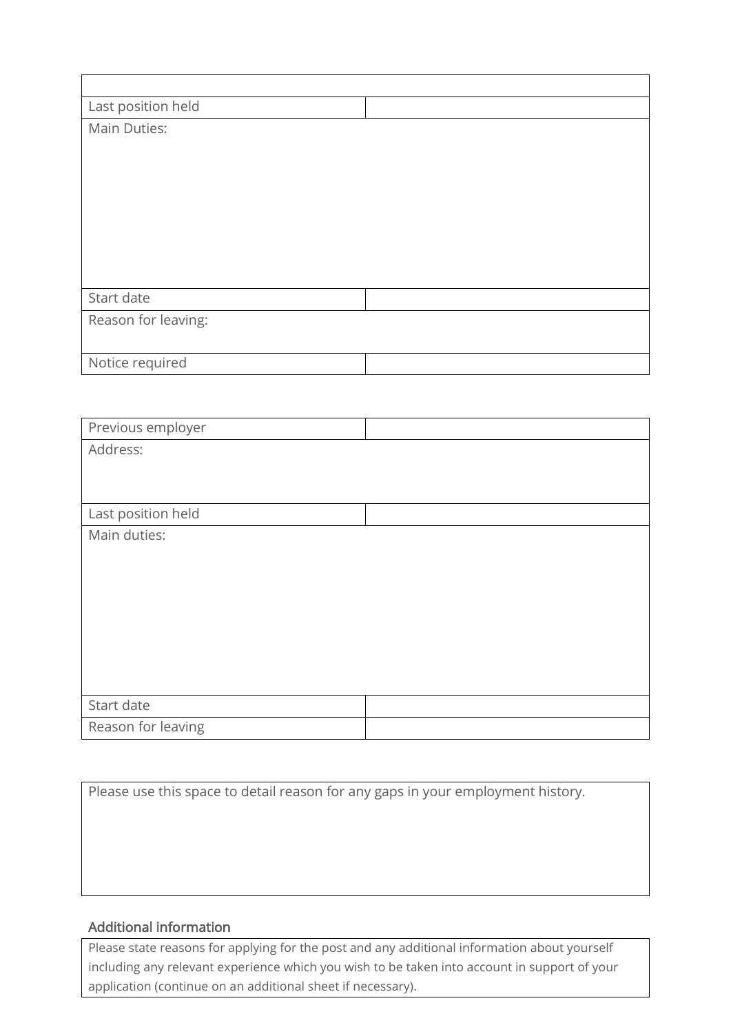| | |
|---|---|
| Last position held | |
| Main Duties: | |
| Start date | |
| Reason for leaving: | |
| Notice required | |

| | |
|---|---|
| Previous employer | |
| Address: | |
| Last position held | |
| Main duties: | |
| Start date | |
| Reason for leaving | |

| |
|---|
| Please use this space to detail reason for any gaps in your employment history. |

## Additional information

| |
|---|
| Please state reasons for applying for the post and any additional information about yourself including any relevant experience which you wish to be taken into account in support of your application (continue on an additional sheet if necessary). |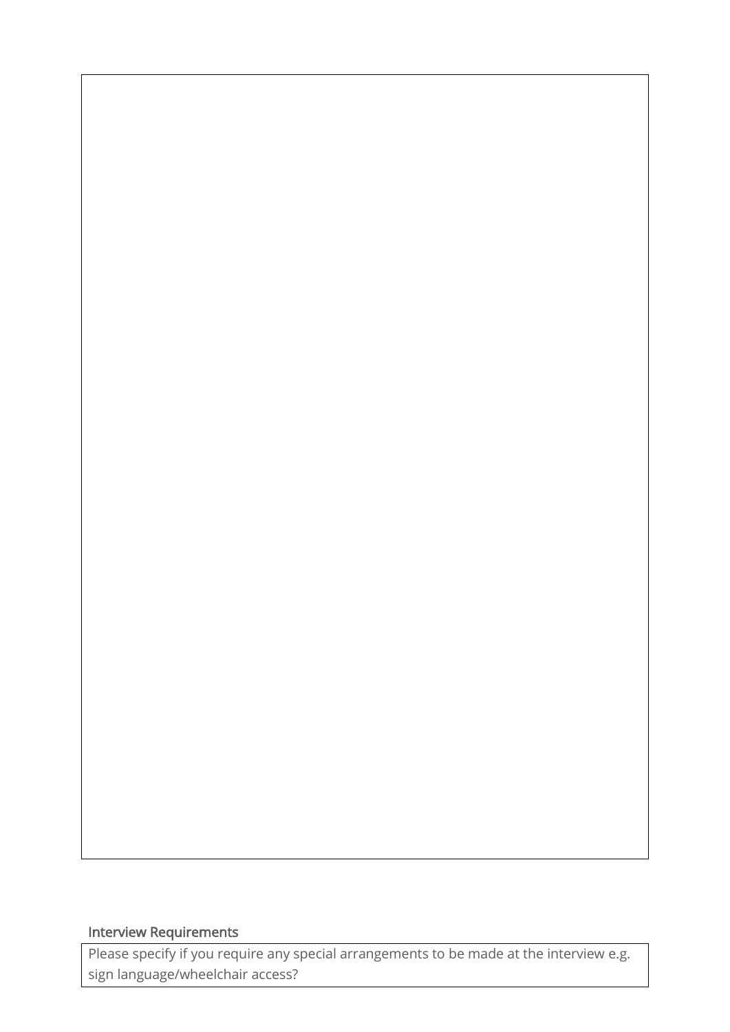Interview Requirements

| Please specify if you require any special arrangements to be made at the interview e.g. sign language/wheelchair access? |
| --- |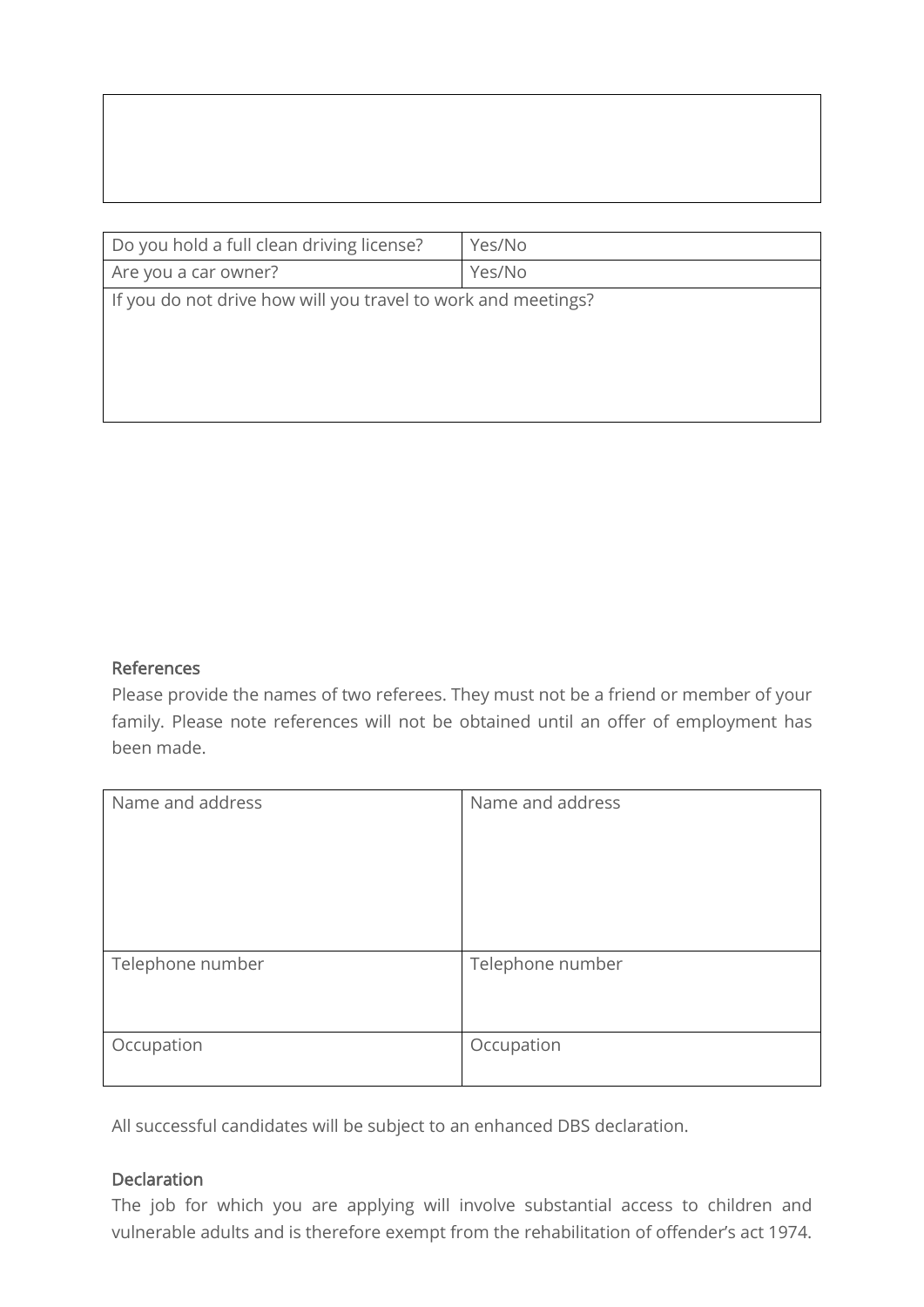| Do you hold a full clean driving license? | Yes/No |
| --- | --- |
| Are you a car owner? | Yes/No |
| If you do not drive how will you travel to work and meetings? | |

### References

Please provide the names of two referees. They must not be a friend or member of your family. Please note references will not be obtained until an offer of employment has been made.

| Name and address | Name and address |
| --- | --- |
| Telephone number | Telephone number |
| Occupation | Occupation |

All successful candidates will be subject to an enhanced DBS declaration.

### Declaration

The job for which you are applying will involve substantial access to children and vulnerable adults and is therefore exempt from the rehabilitation of offender's act 1974.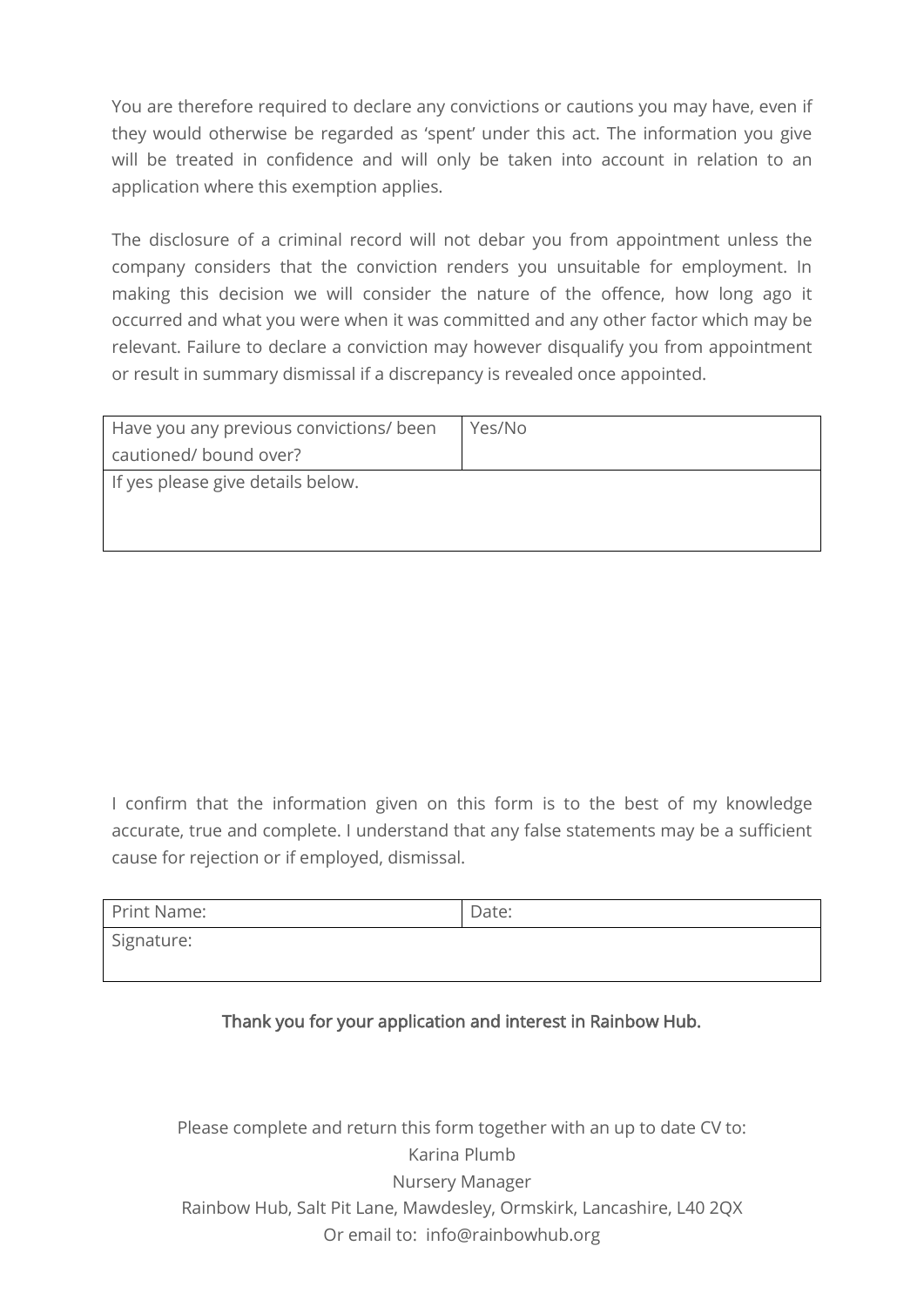You are therefore required to declare any convictions or cautions you may have, even if they would otherwise be regarded as 'spent' under this act. The information you give will be treated in confidence and will only be taken into account in relation to an application where this exemption applies.

The disclosure of a criminal record will not debar you from appointment unless the company considers that the conviction renders you unsuitable for employment. In making this decision we will consider the nature of the offence, how long ago it occurred and what you were when it was committed and any other factor which may be relevant. Failure to declare a conviction may however disqualify you from appointment or result in summary dismissal if a discrepancy is revealed once appointed.

| | |
|---|---|
| Have you any previous convictions/ been cautioned/ bound over? | Yes/No |
| If yes please give details below. | |

I confirm that the information given on this form is to the best of my knowledge accurate, true and complete. I understand that any false statements may be a sufficient cause for rejection or if employed, dismissal.

| | |
|---|---|
| Print Name: | Date: |
| Signature: | |

Thank you for your application and interest in Rainbow Hub.

Please complete and return this form together with an up to date CV to:
Karina Plumb
Nursery Manager
Rainbow Hub, Salt Pit Lane, Mawdesley, Ormskirk, Lancashire, L40 2QX
Or email to: info@rainbowhub.org